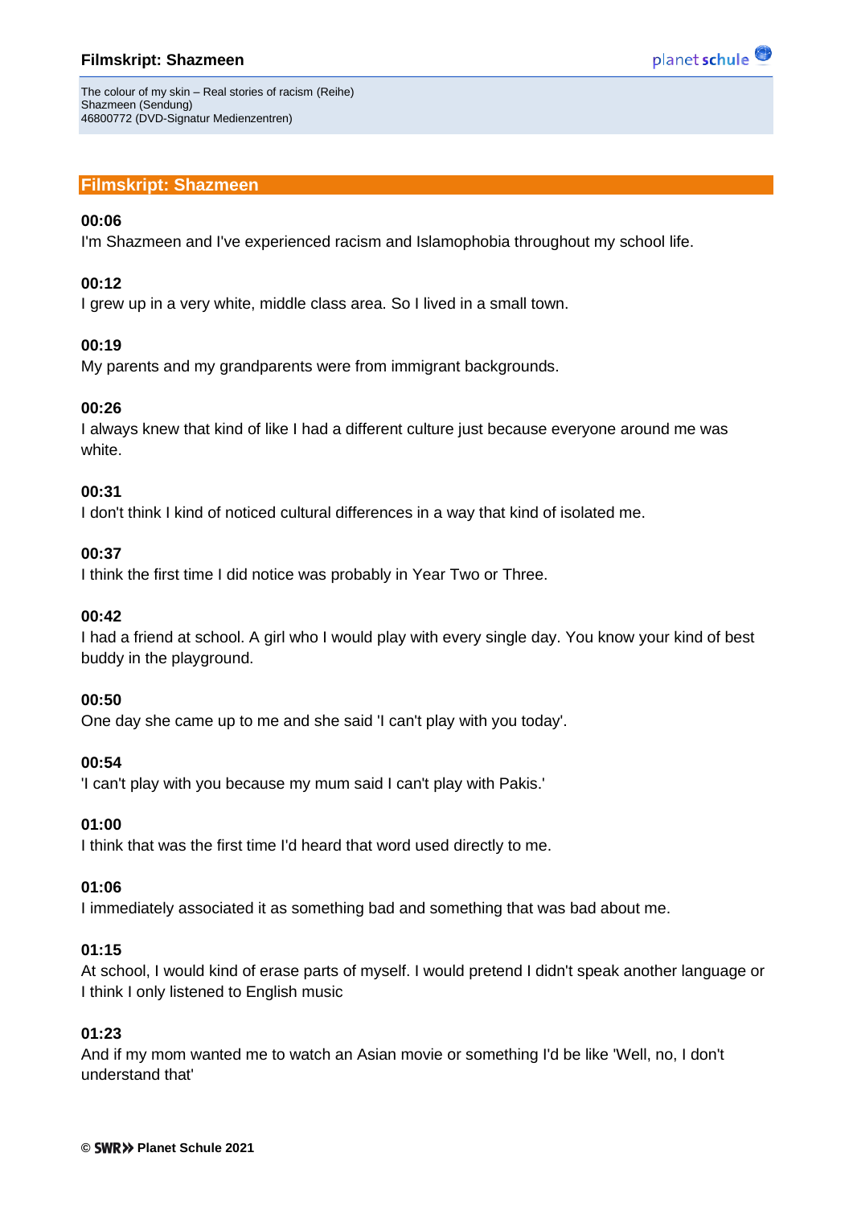# Filmskript: Shazmeen

The colour of my skin – Real stories of racism (Reihe)
Shazmeen (Sendung)
46800772 (DVD-Signatur Medienzentren)

## Filmskript: Shazmeen

**00:06**
I'm Shazmeen and I've experienced racism and Islamophobia throughout my school life.

**00:12**
I grew up in a very white, middle class area. So I lived in a small town.

**00:19**
My parents and my grandparents were from immigrant backgrounds.

**00:26**
I always knew that kind of like I had a different culture just because everyone around me was white.

**00:31**
I don't think I kind of noticed cultural differences in a way that kind of isolated me.

**00:37**
I think the first time I did notice was probably in Year Two or Three.

**00:42**
I had a friend at school. A girl who I would play with every single day. You know your kind of best buddy in the playground.

**00:50**
One day she came up to me and she said 'I can't play with you today'.

**00:54**
'I can't play with you because my mum said I can't play with Pakis.'

**01:00**
I think that was the first time I'd heard that word used directly to me.

**01:06**
I immediately associated it as something bad and something that was bad about me.

**01:15**
At school, I would kind of erase parts of myself. I would pretend I didn't speak another language or I think I only listened to English music

**01:23**
And if my mom wanted me to watch an Asian movie or something I'd be like 'Well, no, I don't understand that'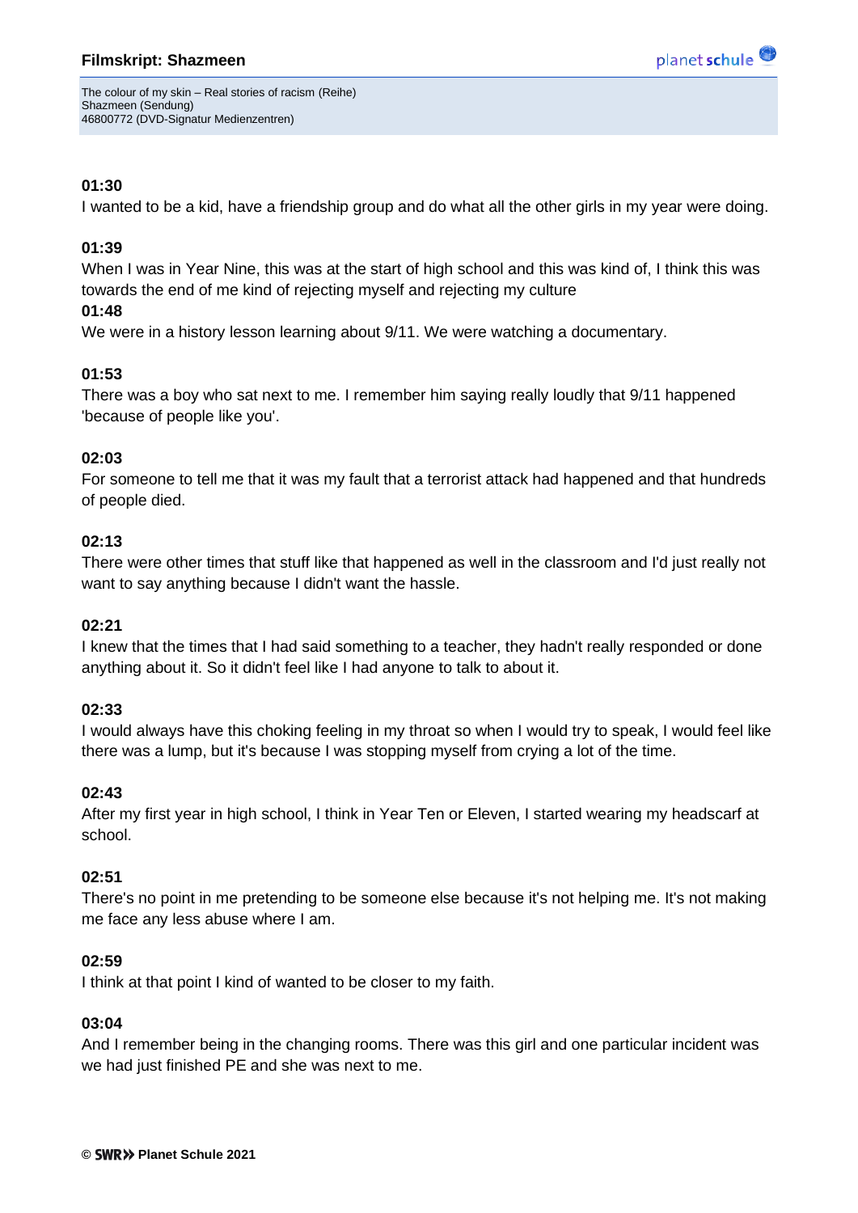**01:30**
I wanted to be a kid, have a friendship group and do what all the other girls in my year were doing.

**01:39**
When I was in Year Nine, this was at the start of high school and this was kind of, I think this was towards the end of me kind of rejecting myself and rejecting my culture
**01:48**
We were in a history lesson learning about 9/11. We were watching a documentary.

**01:53**
There was a boy who sat next to me. I remember him saying really loudly that 9/11 happened 'because of people like you'.

**02:03**
For someone to tell me that it was my fault that a terrorist attack had happened and that hundreds of people died.

**02:13**
There were other times that stuff like that happened as well in the classroom and I'd just really not want to say anything because I didn't want the hassle.

**02:21**
I knew that the times that I had said something to a teacher, they hadn't really responded or done anything about it. So it didn't feel like I had anyone to talk to about it.

**02:33**
I would always have this choking feeling in my throat so when I would try to speak, I would feel like there was a lump, but it's because I was stopping myself from crying a lot of the time.

**02:43**
After my first year in high school, I think in Year Ten or Eleven, I started wearing my headscarf at school.

**02:51**
There's no point in me pretending to be someone else because it's not helping me. It's not making me face any less abuse where I am.

**02:59**
I think at that point I kind of wanted to be closer to my faith.

**03:04**
And I remember being in the changing rooms. There was this girl and one particular incident was we had just finished PE and she was next to me.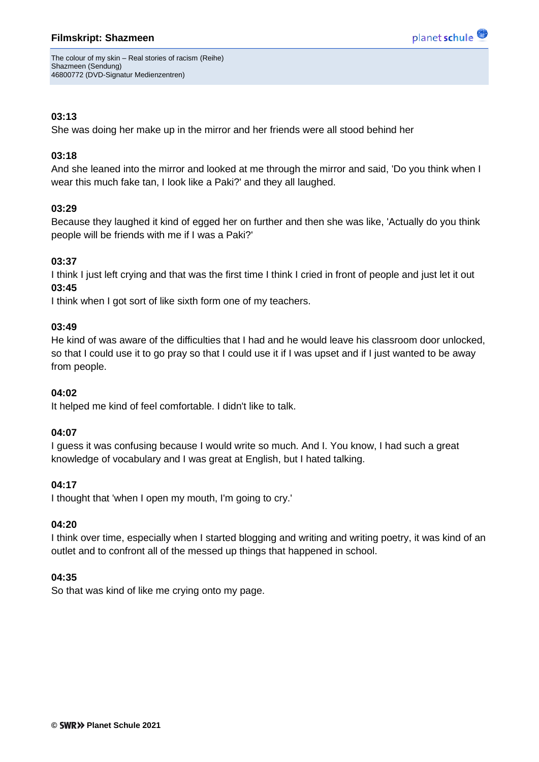### 03:13

She was doing her make up in the mirror and her friends were all stood behind her

### 03:18

And she leaned into the mirror and looked at me through the mirror and said, 'Do you think when I wear this much fake tan, I look like a Paki?' and they all laughed.

### 03:29

Because they laughed it kind of egged her on further and then she was like, 'Actually do you think people will be friends with me if I was a Paki?'

### 03:37

I think I just left crying and that was the first time I think I cried in front of people and just let it out

### 03:45

I think when I got sort of like sixth form one of my teachers.

### 03:49

He kind of was aware of the difficulties that I had and he would leave his classroom door unlocked, so that I could use it to go pray so that I could use it if I was upset and if I just wanted to be away from people.

### 04:02

It helped me kind of feel comfortable. I didn't like to talk.

### 04:07

I guess it was confusing because I would write so much. And I. You know, I had such a great knowledge of vocabulary and I was great at English, but I hated talking.

### 04:17

I thought that 'when I open my mouth, I'm going to cry.'

### 04:20

I think over time, especially when I started blogging and writing and writing poetry, it was kind of an outlet and to confront all of the messed up things that happened in school.

### 04:35

So that was kind of like me crying onto my page.